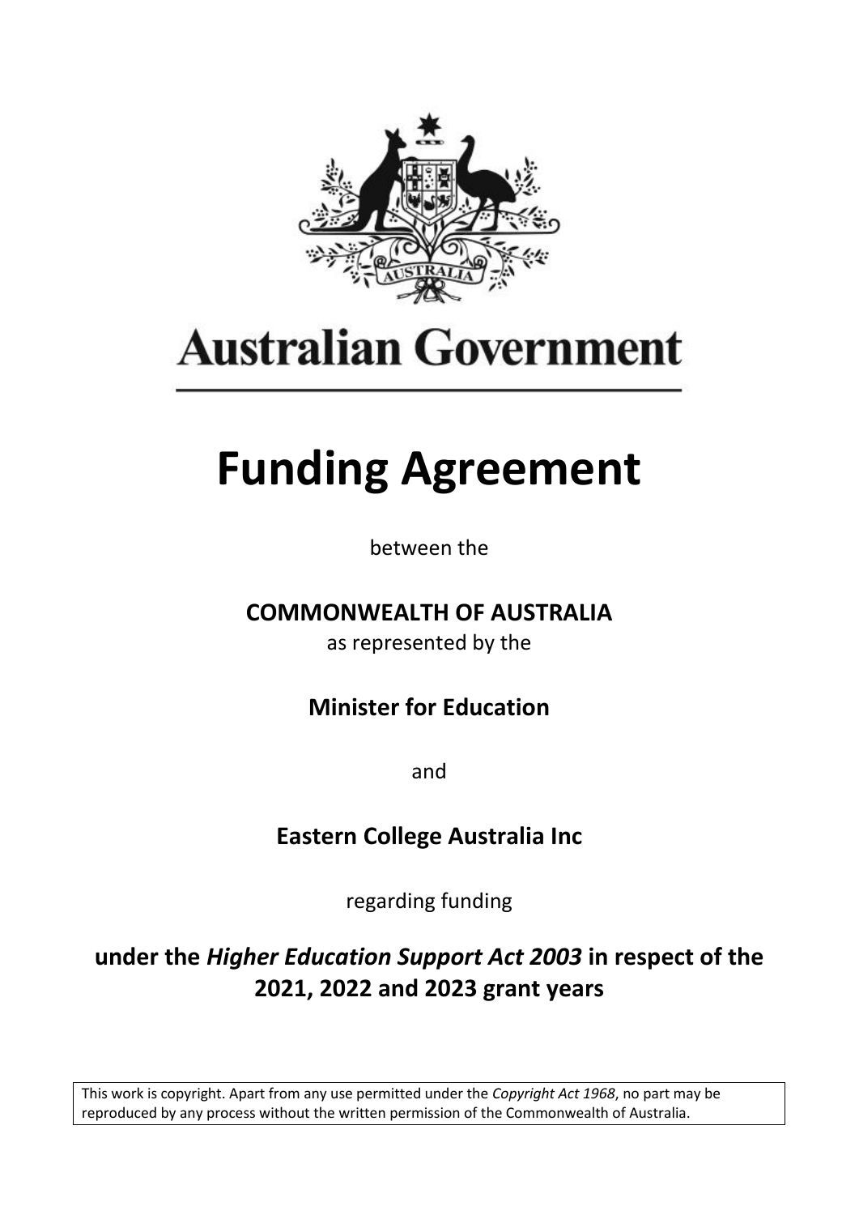# Australian Government

# Funding Agreement

between the

**COMMONWEALTH OF AUSTRALIA**

as represented by the

**Minister for Education**

and

**Eastern College Australia Inc**

regarding funding

**under the *Higher Education Support Act 2003* in respect of the 2021, 2022 and 2023 grant years**

This work is copyright. Apart from any use permitted under the *Copyright Act 1968*, no part may be reproduced by any process without the written permission of the Commonwealth of Australia.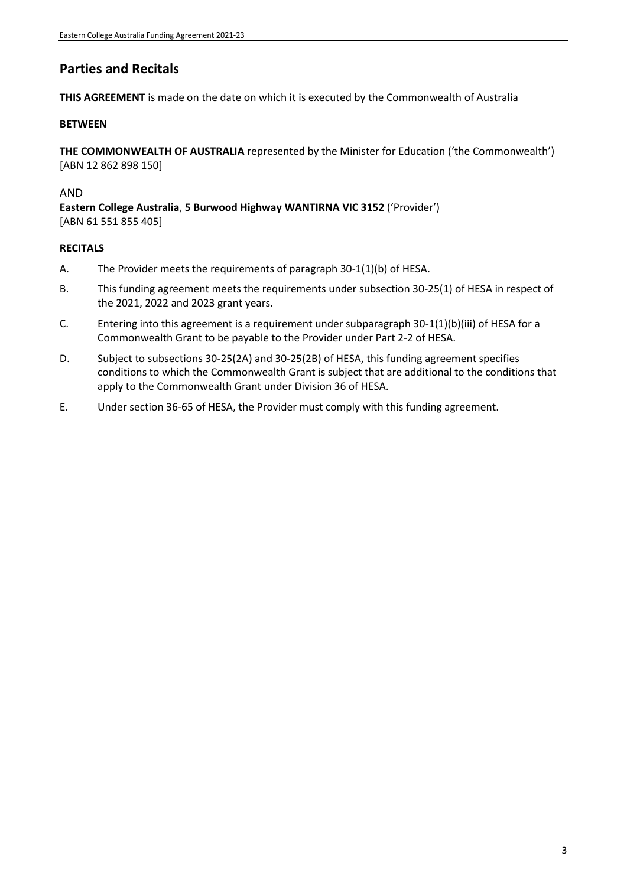## Parties and Recitals

**THIS AGREEMENT** is made on the date on which it is executed by the Commonwealth of Australia

**BETWEEN**

**THE COMMONWEALTH OF AUSTRALIA** represented by the Minister for Education ('the Commonwealth') [ABN 12 862 898 150]

AND

**Eastern College Australia**, **5 Burwood Highway WANTIRNA VIC 3152** ('Provider') [ABN 61 551 855 405]

**RECITALS**

A. The Provider meets the requirements of paragraph 30-1(1)(b) of HESA.

B. This funding agreement meets the requirements under subsection 30-25(1) of HESA in respect of the 2021, 2022 and 2023 grant years.

C. Entering into this agreement is a requirement under subparagraph 30-1(1)(b)(iii) of HESA for a Commonwealth Grant to be payable to the Provider under Part 2-2 of HESA.

D. Subject to subsections 30-25(2A) and 30-25(2B) of HESA, this funding agreement specifies conditions to which the Commonwealth Grant is subject that are additional to the conditions that apply to the Commonwealth Grant under Division 36 of HESA.

E. Under section 36-65 of HESA, the Provider must comply with this funding agreement.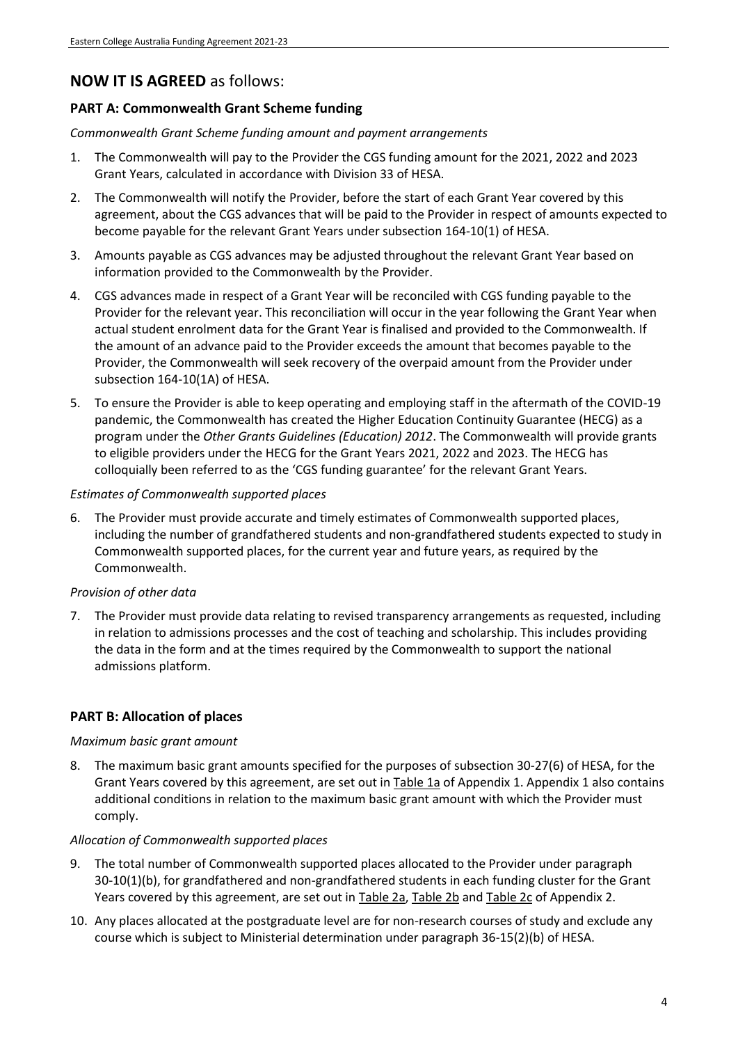## **NOW IT IS AGREED** as follows:

### PART A: Commonwealth Grant Scheme funding

*Commonwealth Grant Scheme funding amount and payment arrangements*

1. The Commonwealth will pay to the Provider the CGS funding amount for the 2021, 2022 and 2023 Grant Years, calculated in accordance with Division 33 of HESA.
2. The Commonwealth will notify the Provider, before the start of each Grant Year covered by this agreement, about the CGS advances that will be paid to the Provider in respect of amounts expected to become payable for the relevant Grant Years under subsection 164-10(1) of HESA.
3. Amounts payable as CGS advances may be adjusted throughout the relevant Grant Year based on information provided to the Commonwealth by the Provider.
4. CGS advances made in respect of a Grant Year will be reconciled with CGS funding payable to the Provider for the relevant year. This reconciliation will occur in the year following the Grant Year when actual student enrolment data for the Grant Year is finalised and provided to the Commonwealth. If the amount of an advance paid to the Provider exceeds the amount that becomes payable to the Provider, the Commonwealth will seek recovery of the overpaid amount from the Provider under subsection 164-10(1A) of HESA.
5. To ensure the Provider is able to keep operating and employing staff in the aftermath of the COVID-19 pandemic, the Commonwealth has created the Higher Education Continuity Guarantee (HECG) as a program under the *Other Grants Guidelines (Education) 2012*. The Commonwealth will provide grants to eligible providers under the HECG for the Grant Years 2021, 2022 and 2023. The HECG has colloquially been referred to as the 'CGS funding guarantee' for the relevant Grant Years.

*Estimates of Commonwealth supported places*

6. The Provider must provide accurate and timely estimates of Commonwealth supported places, including the number of grandfathered students and non-grandfathered students expected to study in Commonwealth supported places, for the current year and future years, as required by the Commonwealth.

*Provision of other data*

7. The Provider must provide data relating to revised transparency arrangements as requested, including in relation to admissions processes and the cost of teaching and scholarship. This includes providing the data in the form and at the times required by the Commonwealth to support the national admissions platform.

### PART B: Allocation of places

*Maximum basic grant amount*

8. The maximum basic grant amounts specified for the purposes of subsection 30-27(6) of HESA, for the Grant Years covered by this agreement, are set out in Table 1a of Appendix 1. Appendix 1 also contains additional conditions in relation to the maximum basic grant amount with which the Provider must comply.

*Allocation of Commonwealth supported places*

9. The total number of Commonwealth supported places allocated to the Provider under paragraph 30-10(1)(b), for grandfathered and non-grandfathered students in each funding cluster for the Grant Years covered by this agreement, are set out in Table 2a, Table 2b and Table 2c of Appendix 2.
10. Any places allocated at the postgraduate level are for non-research courses of study and exclude any course which is subject to Ministerial determination under paragraph 36-15(2)(b) of HESA.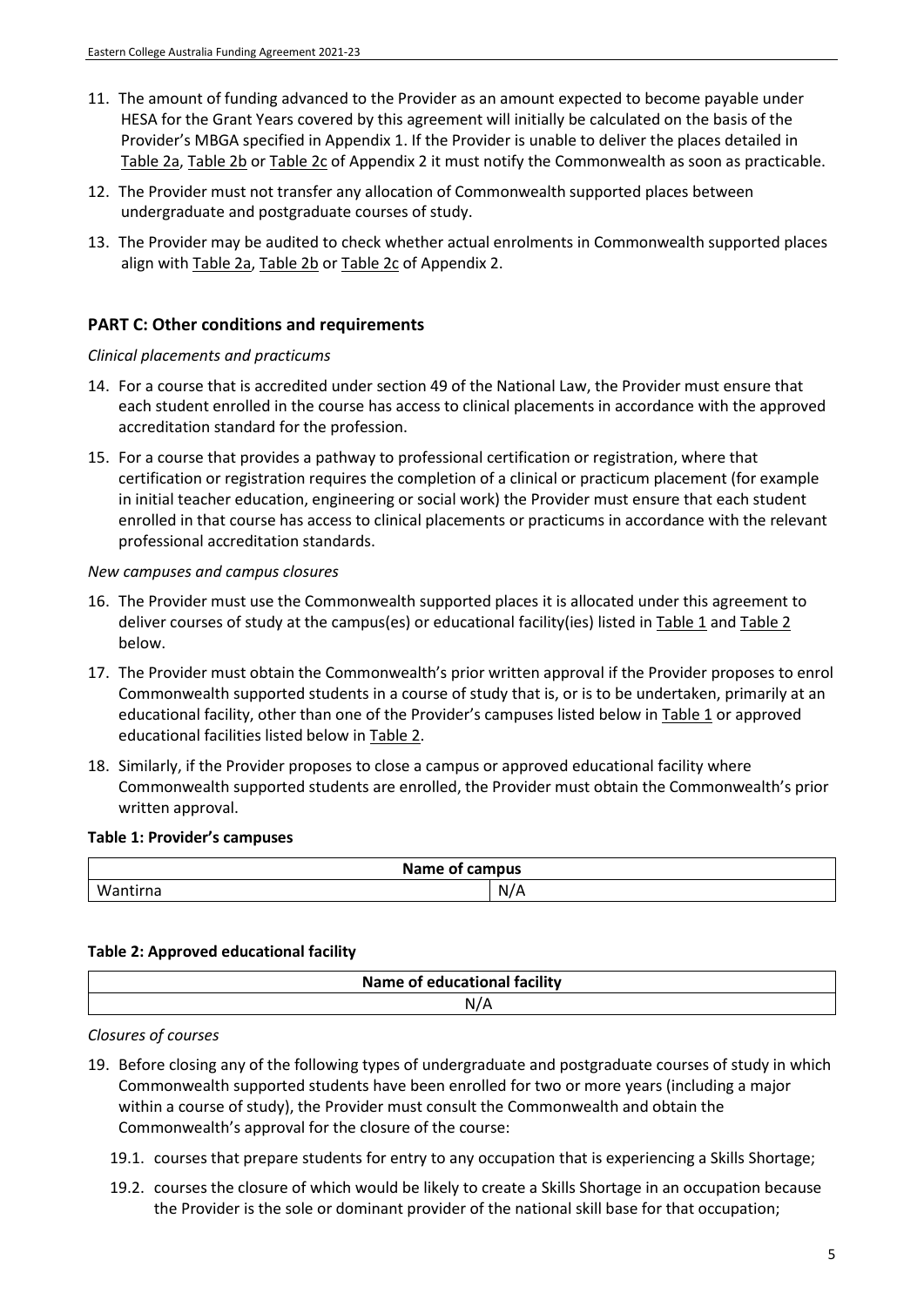11. The amount of funding advanced to the Provider as an amount expected to become payable under HESA for the Grant Years covered by this agreement will initially be calculated on the basis of the Provider's MBGA specified in Appendix 1. If the Provider is unable to deliver the places detailed in Table 2a, Table 2b or Table 2c of Appendix 2 it must notify the Commonwealth as soon as practicable.

12. The Provider must not transfer any allocation of Commonwealth supported places between undergraduate and postgraduate courses of study.

13. The Provider may be audited to check whether actual enrolments in Commonwealth supported places align with Table 2a, Table 2b or Table 2c of Appendix 2.

## PART C: Other conditions and requirements

*Clinical placements and practicums*

14. For a course that is accredited under section 49 of the National Law, the Provider must ensure that each student enrolled in the course has access to clinical placements in accordance with the approved accreditation standard for the profession.

15. For a course that provides a pathway to professional certification or registration, where that certification or registration requires the completion of a clinical or practicum placement (for example in initial teacher education, engineering or social work) the Provider must ensure that each student enrolled in that course has access to clinical placements or practicums in accordance with the relevant professional accreditation standards.

*New campuses and campus closures*

16. The Provider must use the Commonwealth supported places it is allocated under this agreement to deliver courses of study at the campus(es) or educational facility(ies) listed in Table 1 and Table 2 below.

17. The Provider must obtain the Commonwealth's prior written approval if the Provider proposes to enrol Commonwealth supported students in a course of study that is, or is to be undertaken, primarily at an educational facility, other than one of the Provider's campuses listed below in Table 1 or approved educational facilities listed below in Table 2.

18. Similarly, if the Provider proposes to close a campus or approved educational facility where Commonwealth supported students are enrolled, the Provider must obtain the Commonwealth's prior written approval.

**Table 1: Provider's campuses**

| Name of campus | |
|---|---|
| Wantirna | N/A |

**Table 2: Approved educational facility**

| Name of educational facility |
|---|
| N/A |

*Closures of courses*

19. Before closing any of the following types of undergraduate and postgraduate courses of study in which Commonwealth supported students have been enrolled for two or more years (including a major within a course of study), the Provider must consult the Commonwealth and obtain the Commonwealth's approval for the closure of the course:

    19.1. courses that prepare students for entry to any occupation that is experiencing a Skills Shortage;

    19.2. courses the closure of which would be likely to create a Skills Shortage in an occupation because the Provider is the sole or dominant provider of the national skill base for that occupation;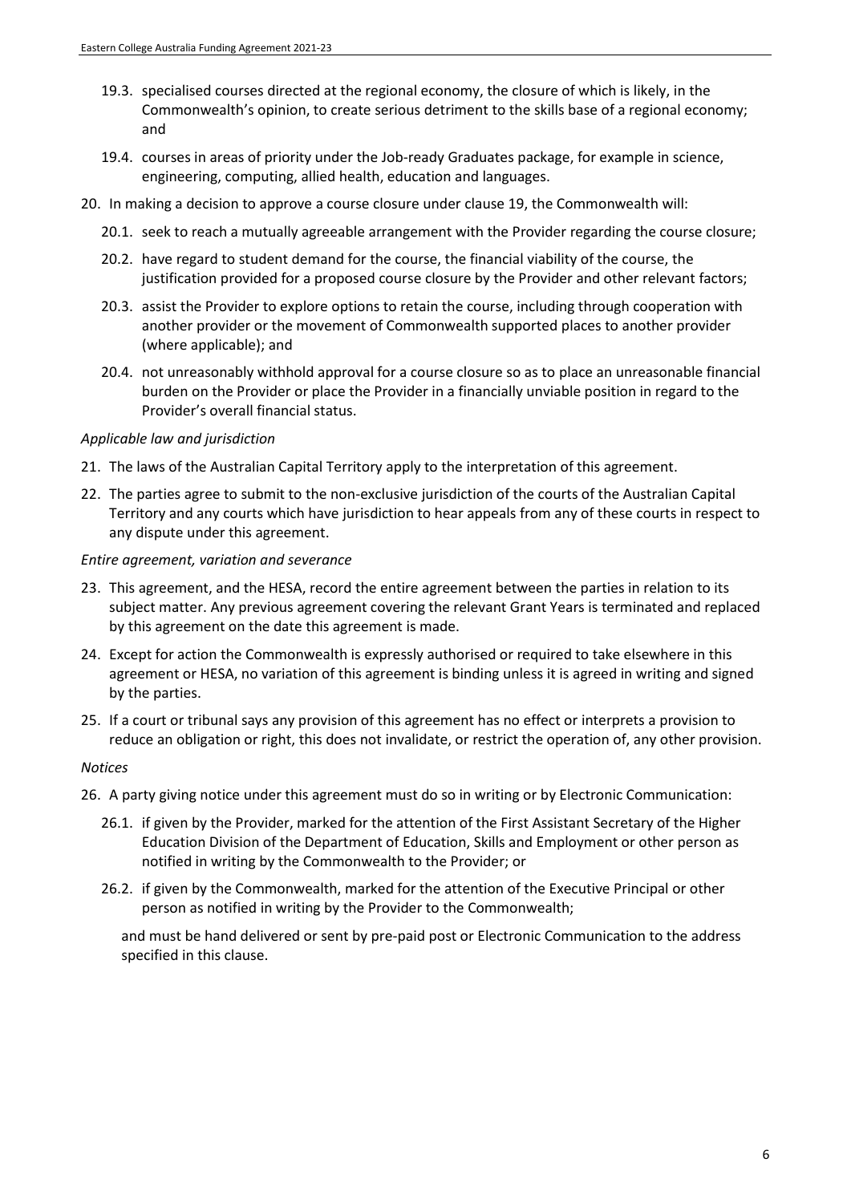19.3. specialised courses directed at the regional economy, the closure of which is likely, in the Commonwealth's opinion, to create serious detriment to the skills base of a regional economy; and

19.4. courses in areas of priority under the Job-ready Graduates package, for example in science, engineering, computing, allied health, education and languages.

20. In making a decision to approve a course closure under clause 19, the Commonwealth will:

    20.1. seek to reach a mutually agreeable arrangement with the Provider regarding the course closure;

    20.2. have regard to student demand for the course, the financial viability of the course, the justification provided for a proposed course closure by the Provider and other relevant factors;

    20.3. assist the Provider to explore options to retain the course, including through cooperation with another provider or the movement of Commonwealth supported places to another provider (where applicable); and

    20.4. not unreasonably withhold approval for a course closure so as to place an unreasonable financial burden on the Provider or place the Provider in a financially unviable position in regard to the Provider's overall financial status.

*Applicable law and jurisdiction*

21. The laws of the Australian Capital Territory apply to the interpretation of this agreement.

22. The parties agree to submit to the non-exclusive jurisdiction of the courts of the Australian Capital Territory and any courts which have jurisdiction to hear appeals from any of these courts in respect to any dispute under this agreement.

*Entire agreement, variation and severance*

23. This agreement, and the HESA, record the entire agreement between the parties in relation to its subject matter. Any previous agreement covering the relevant Grant Years is terminated and replaced by this agreement on the date this agreement is made.

24. Except for action the Commonwealth is expressly authorised or required to take elsewhere in this agreement or HESA, no variation of this agreement is binding unless it is agreed in writing and signed by the parties.

25. If a court or tribunal says any provision of this agreement has no effect or interprets a provision to reduce an obligation or right, this does not invalidate, or restrict the operation of, any other provision.

*Notices*

26. A party giving notice under this agreement must do so in writing or by Electronic Communication:

    26.1. if given by the Provider, marked for the attention of the First Assistant Secretary of the Higher Education Division of the Department of Education, Skills and Employment or other person as notified in writing by the Commonwealth to the Provider; or

    26.2. if given by the Commonwealth, marked for the attention of the Executive Principal or other person as notified in writing by the Provider to the Commonwealth;

    and must be hand delivered or sent by pre-paid post or Electronic Communication to the address specified in this clause.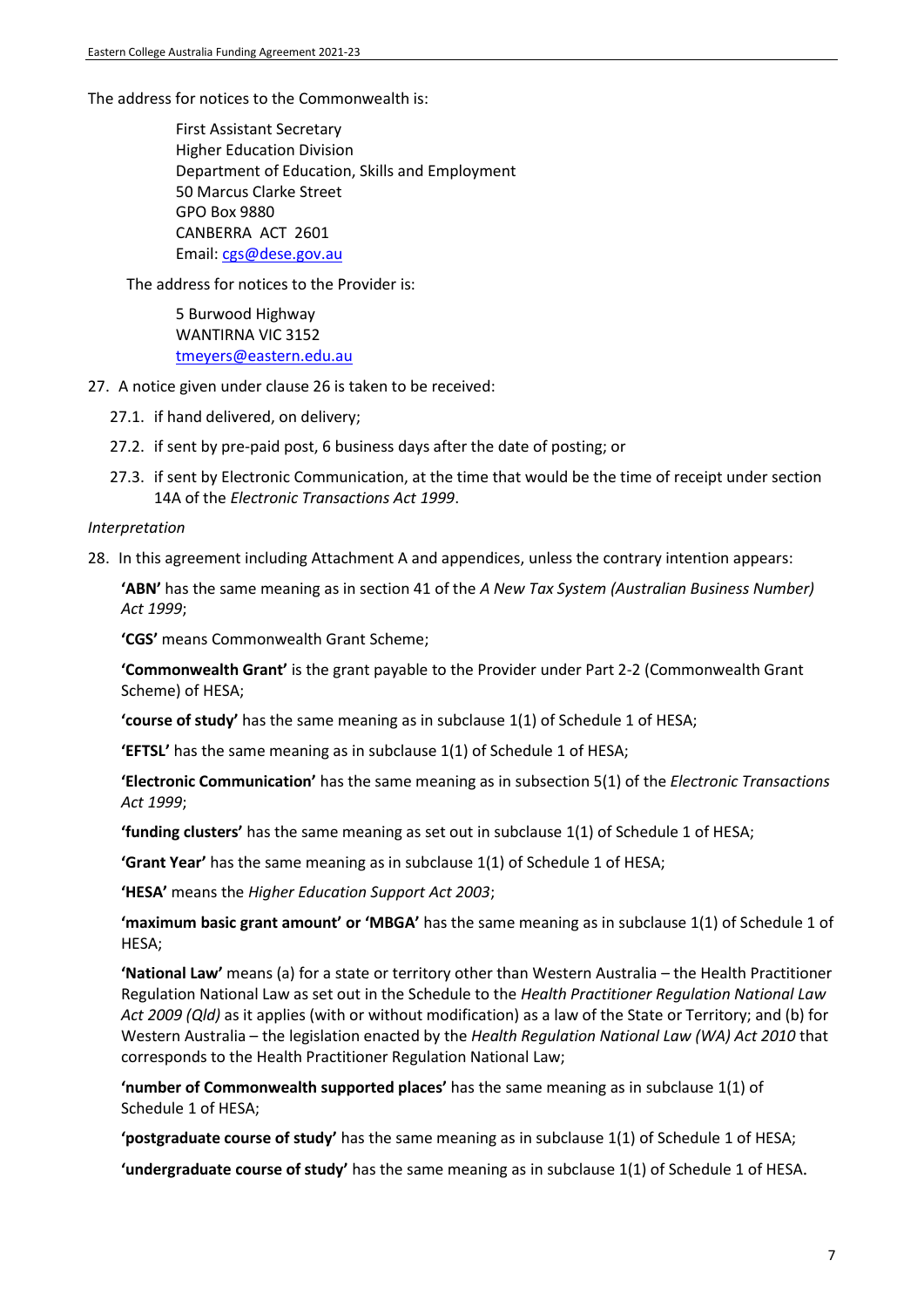The address for notices to the Commonwealth is:

> First Assistant Secretary
> Higher Education Division
> Department of Education, Skills and Employment
> 50 Marcus Clarke Street
> GPO Box 9880
> CANBERRA ACT 2601
> Email: cgs@dese.gov.au

The address for notices to the Provider is:

> 5 Burwood Highway
> WANTIRNA VIC 3152
> tmeyers@eastern.edu.au

27. A notice given under clause 26 is taken to be received:

    27.1. if hand delivered, on delivery;

    27.2. if sent by pre-paid post, 6 business days after the date of posting; or

    27.3. if sent by Electronic Communication, at the time that would be the time of receipt under section 14A of the *Electronic Transactions Act 1999*.

*Interpretation*

28. In this agreement including Attachment A and appendices, unless the contrary intention appears:

    **'ABN'** has the same meaning as in section 41 of the *A New Tax System (Australian Business Number) Act 1999*;

    **'CGS'** means Commonwealth Grant Scheme;

    **'Commonwealth Grant'** is the grant payable to the Provider under Part 2-2 (Commonwealth Grant Scheme) of HESA;

    **'course of study'** has the same meaning as in subclause 1(1) of Schedule 1 of HESA;

    **'EFTSL'** has the same meaning as in subclause 1(1) of Schedule 1 of HESA;

    **'Electronic Communication'** has the same meaning as in subsection 5(1) of the *Electronic Transactions Act 1999*;

    **'funding clusters'** has the same meaning as set out in subclause 1(1) of Schedule 1 of HESA;

    **'Grant Year'** has the same meaning as in subclause 1(1) of Schedule 1 of HESA;

    **'HESA'** means the *Higher Education Support Act 2003*;

    **'maximum basic grant amount' or 'MBGA'** has the same meaning as in subclause 1(1) of Schedule 1 of HESA;

    **'National Law'** means (a) for a state or territory other than Western Australia – the Health Practitioner Regulation National Law as set out in the Schedule to the *Health Practitioner Regulation National Law Act 2009 (Qld)* as it applies (with or without modification) as a law of the State or Territory; and (b) for Western Australia – the legislation enacted by the *Health Regulation National Law (WA) Act 2010* that corresponds to the Health Practitioner Regulation National Law;

    **'number of Commonwealth supported places'** has the same meaning as in subclause 1(1) of Schedule 1 of HESA;

    **'postgraduate course of study'** has the same meaning as in subclause 1(1) of Schedule 1 of HESA;

    **'undergraduate course of study'** has the same meaning as in subclause 1(1) of Schedule 1 of HESA.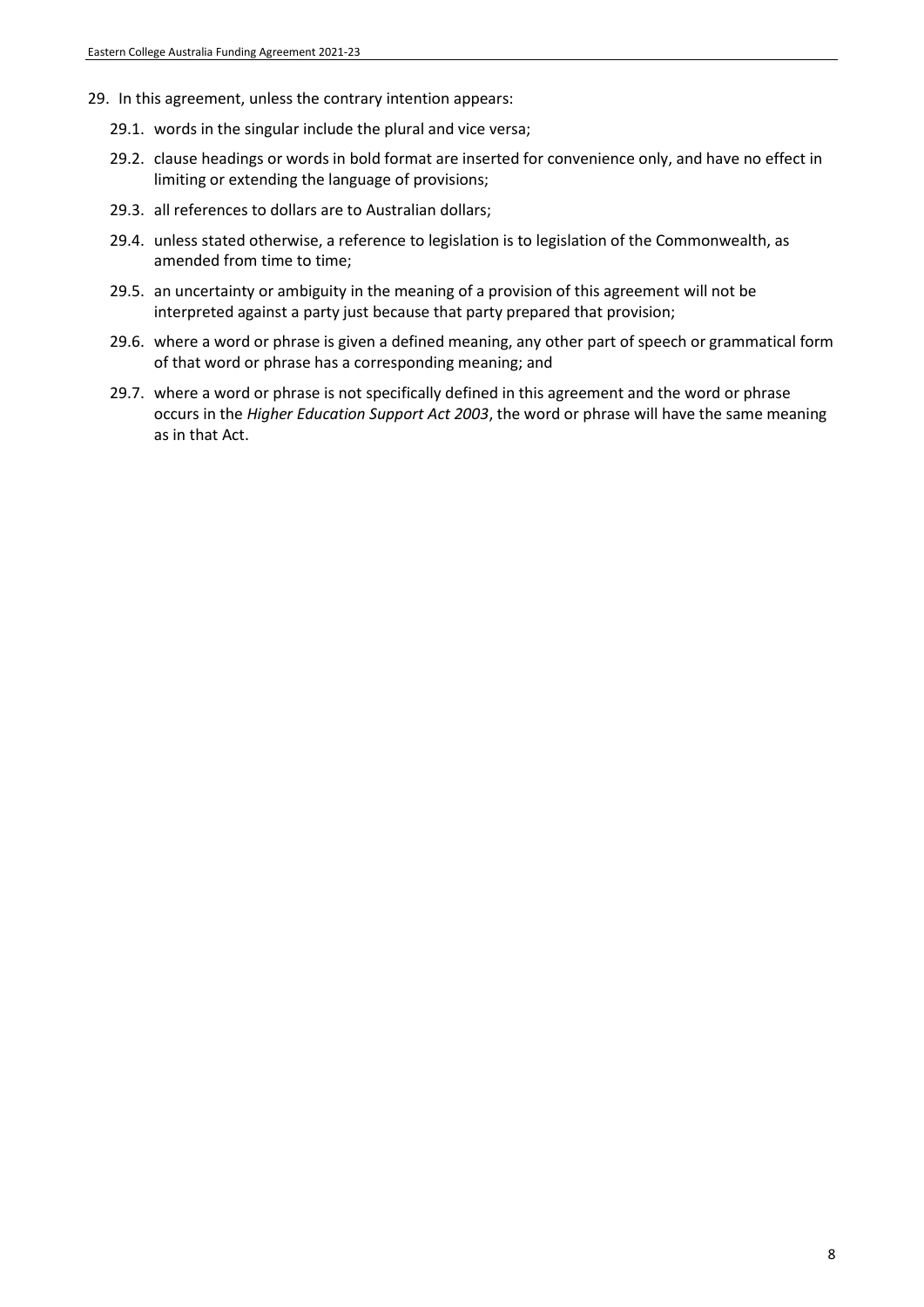29. In this agreement, unless the contrary intention appears:

    29.1. words in the singular include the plural and vice versa;

    29.2. clause headings or words in bold format are inserted for convenience only, and have no effect in limiting or extending the language of provisions;

    29.3. all references to dollars are to Australian dollars;

    29.4. unless stated otherwise, a reference to legislation is to legislation of the Commonwealth, as amended from time to time;

    29.5. an uncertainty or ambiguity in the meaning of a provision of this agreement will not be interpreted against a party just because that party prepared that provision;

    29.6. where a word or phrase is given a defined meaning, any other part of speech or grammatical form of that word or phrase has a corresponding meaning; and

    29.7. where a word or phrase is not specifically defined in this agreement and the word or phrase occurs in the *Higher Education Support Act 2003*, the word or phrase will have the same meaning as in that Act.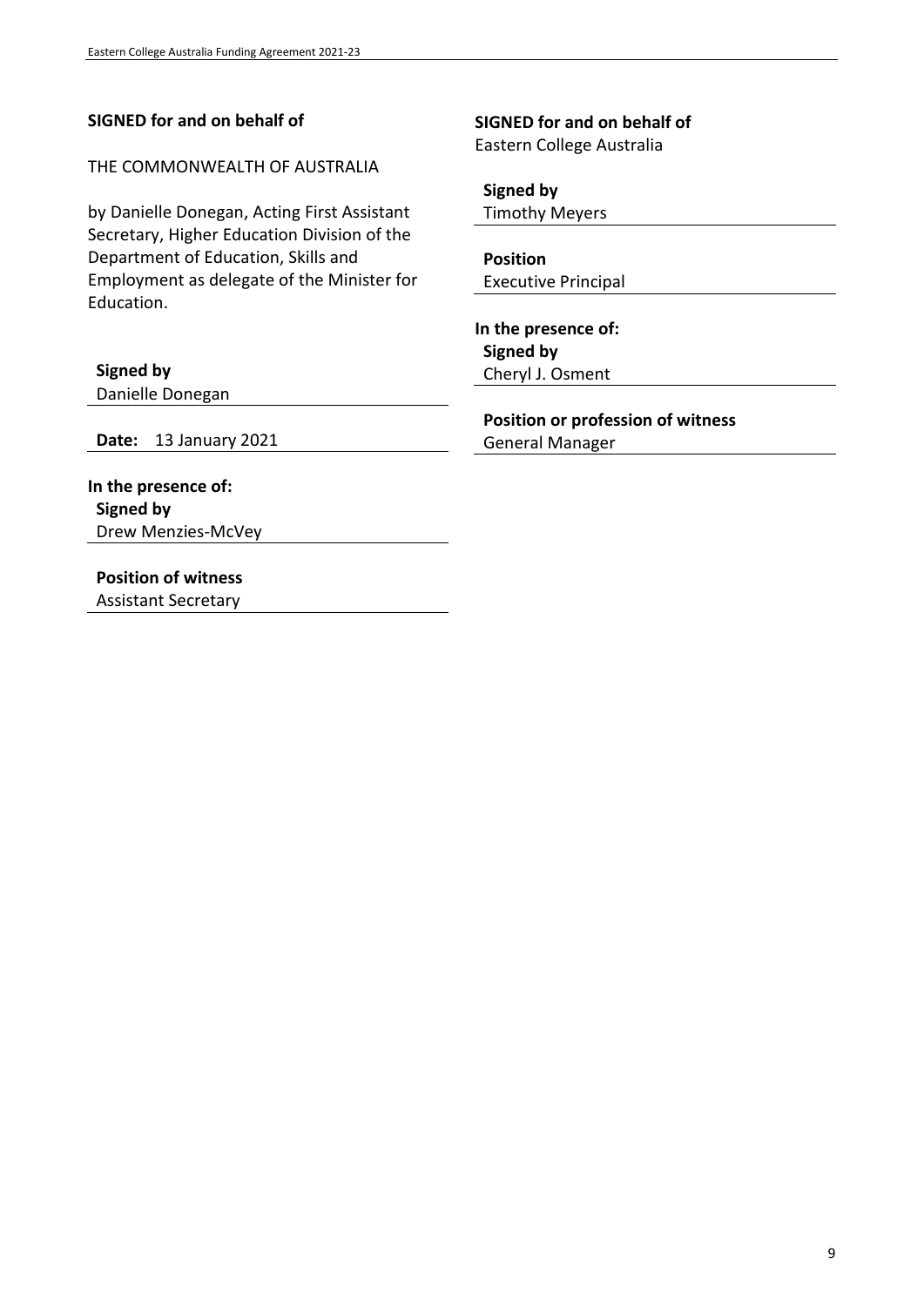**SIGNED for and on behalf of**

THE COMMONWEALTH OF AUSTRALIA

by Danielle Donegan, Acting First Assistant Secretary, Higher Education Division of the Department of Education, Skills and Employment as delegate of the Minister for Education.

**Signed by**
Danielle Donegan

**Date:** 13 January 2021

**In the presence of:**
**Signed by**
Drew Menzies-McVey

**Position of witness**
Assistant Secretary

**SIGNED for and on behalf of**
Eastern College Australia

**Signed by**
Timothy Meyers

**Position**
Executive Principal

**In the presence of:**
**Signed by**
Cheryl J. Osment

**Position or profession of witness**
General Manager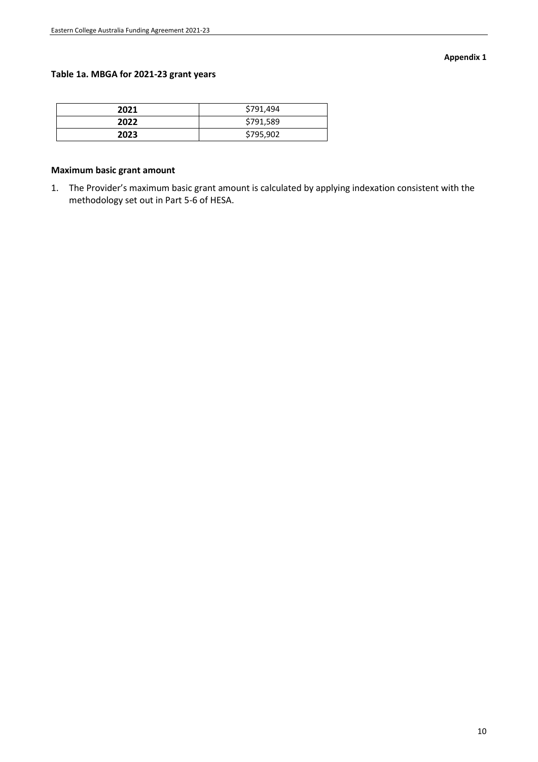**Appendix 1**

**Table 1a. MBGA for 2021-23 grant years**

| | |
|---|---|
| **2021** | $791,494 |
| **2022** | $791,589 |
| **2023** | $795,902 |

**Maximum basic grant amount**

1. The Provider's maximum basic grant amount is calculated by applying indexation consistent with the methodology set out in Part 5-6 of HESA.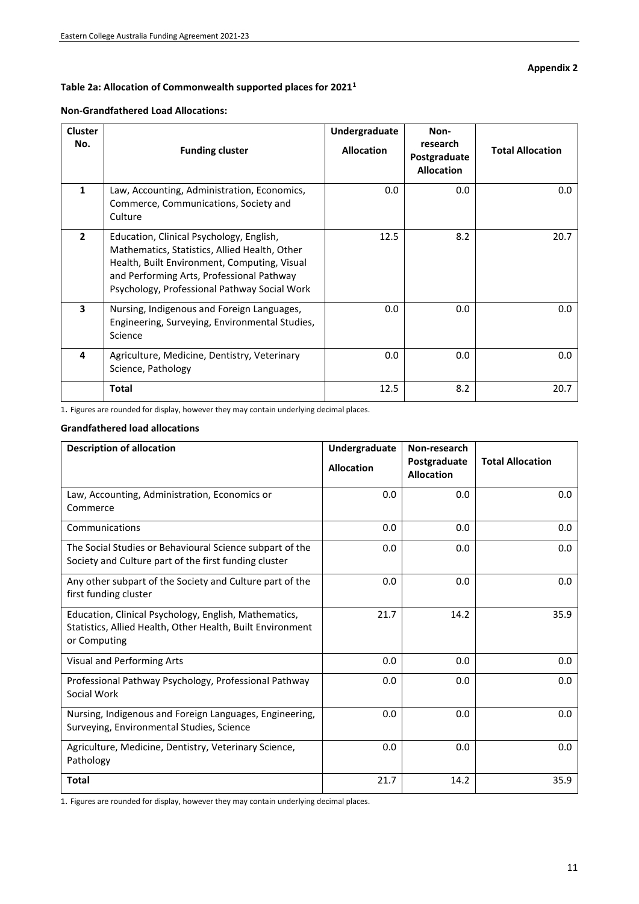**Appendix 2**

**Table 2a: Allocation of Commonwealth supported places for 2021**[1]

**Non-Grandfathered Load Allocations:**

| Cluster No. | Funding cluster | Undergraduate Allocation | Non-research Postgraduate Allocation | Total Allocation |
|---|---|---|---|---|
| **1** | Law, Accounting, Administration, Economics, Commerce, Communications, Society and Culture | 0.0 | 0.0 | 0.0 |
| **2** | Education, Clinical Psychology, English, Mathematics, Statistics, Allied Health, Other Health, Built Environment, Computing, Visual and Performing Arts, Professional Pathway Psychology, Professional Pathway Social Work | 12.5 | 8.2 | 20.7 |
| **3** | Nursing, Indigenous and Foreign Languages, Engineering, Surveying, Environmental Studies, Science | 0.0 | 0.0 | 0.0 |
| **4** | Agriculture, Medicine, Dentistry, Veterinary Science, Pathology | 0.0 | 0.0 | 0.0 |
| | **Total** | 12.5 | 8.2 | 20.7 |

1. Figures are rounded for display, however they may contain underlying decimal places.

**Grandfathered load allocations**

| Description of allocation | Undergraduate Allocation | Non-research Postgraduate Allocation | Total Allocation |
|---|---|---|---|
| Law, Accounting, Administration, Economics or Commerce | 0.0 | 0.0 | 0.0 |
| Communications | 0.0 | 0.0 | 0.0 |
| The Social Studies or Behavioural Science subpart of the Society and Culture part of the first funding cluster | 0.0 | 0.0 | 0.0 |
| Any other subpart of the Society and Culture part of the first funding cluster | 0.0 | 0.0 | 0.0 |
| Education, Clinical Psychology, English, Mathematics, Statistics, Allied Health, Other Health, Built Environment or Computing | 21.7 | 14.2 | 35.9 |
| Visual and Performing Arts | 0.0 | 0.0 | 0.0 |
| Professional Pathway Psychology, Professional Pathway Social Work | 0.0 | 0.0 | 0.0 |
| Nursing, Indigenous and Foreign Languages, Engineering, Surveying, Environmental Studies, Science | 0.0 | 0.0 | 0.0 |
| Agriculture, Medicine, Dentistry, Veterinary Science, Pathology | 0.0 | 0.0 | 0.0 |
| **Total** | 21.7 | 14.2 | 35.9 |

1. Figures are rounded for display, however they may contain underlying decimal places.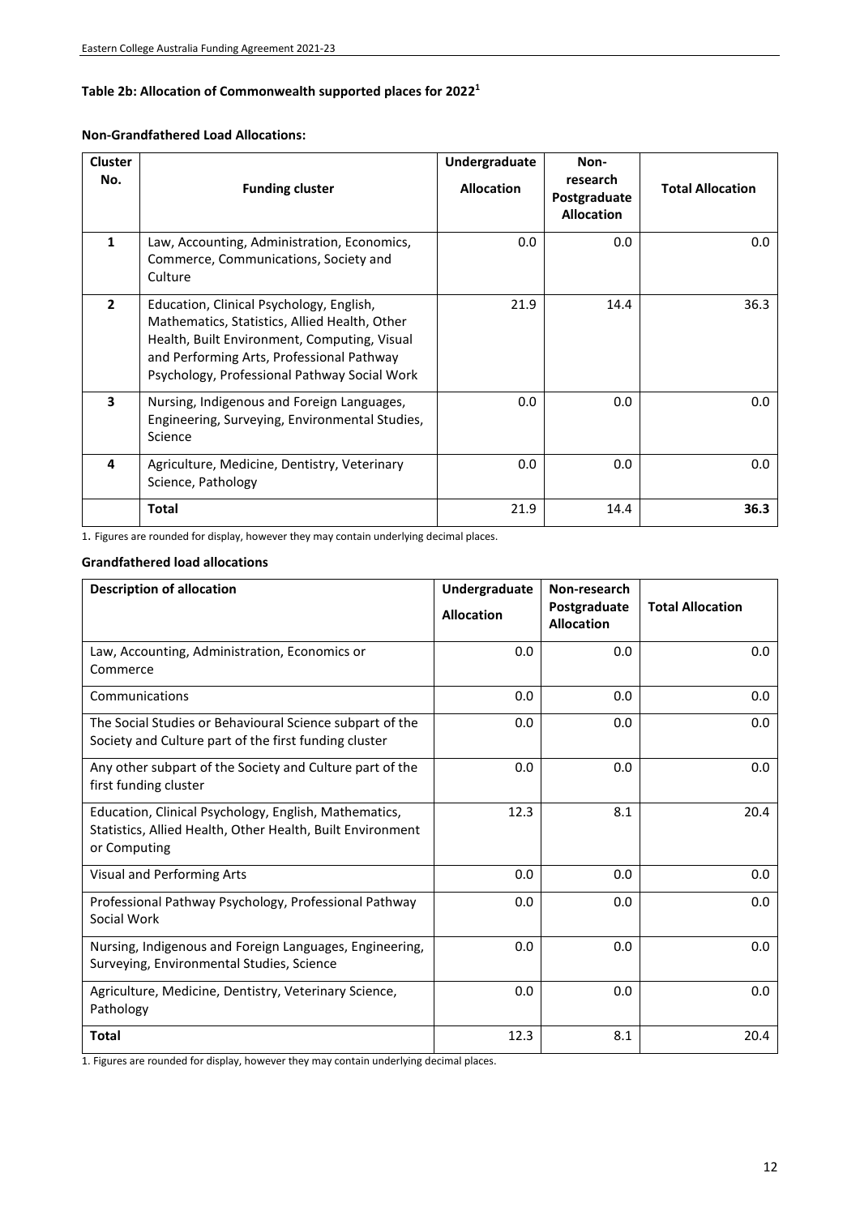**Table 2b: Allocation of Commonwealth supported places for 2022[1]**

**Non-Grandfathered Load Allocations:**

| Cluster No. | Funding cluster | Undergraduate Allocation | Non-research Postgraduate Allocation | Total Allocation |
|---|---|---|---|---|
| **1** | Law, Accounting, Administration, Economics, Commerce, Communications, Society and Culture | 0.0 | 0.0 | 0.0 |
| **2** | Education, Clinical Psychology, English, Mathematics, Statistics, Allied Health, Other Health, Built Environment, Computing, Visual and Performing Arts, Professional Pathway Psychology, Professional Pathway Social Work | 21.9 | 14.4 | 36.3 |
| **3** | Nursing, Indigenous and Foreign Languages, Engineering, Surveying, Environmental Studies, Science | 0.0 | 0.0 | 0.0 |
| **4** | Agriculture, Medicine, Dentistry, Veterinary Science, Pathology | 0.0 | 0.0 | 0.0 |
| | **Total** | 21.9 | 14.4 | **36.3** |

1. Figures are rounded for display, however they may contain underlying decimal places.

**Grandfathered load allocations**

| Description of allocation | Undergraduate Allocation | Non-research Postgraduate Allocation | Total Allocation |
|---|---|---|---|
| Law, Accounting, Administration, Economics or Commerce | 0.0 | 0.0 | 0.0 |
| Communications | 0.0 | 0.0 | 0.0 |
| The Social Studies or Behavioural Science subpart of the Society and Culture part of the first funding cluster | 0.0 | 0.0 | 0.0 |
| Any other subpart of the Society and Culture part of the first funding cluster | 0.0 | 0.0 | 0.0 |
| Education, Clinical Psychology, English, Mathematics, Statistics, Allied Health, Other Health, Built Environment or Computing | 12.3 | 8.1 | 20.4 |
| Visual and Performing Arts | 0.0 | 0.0 | 0.0 |
| Professional Pathway Psychology, Professional Pathway Social Work | 0.0 | 0.0 | 0.0 |
| Nursing, Indigenous and Foreign Languages, Engineering, Surveying, Environmental Studies, Science | 0.0 | 0.0 | 0.0 |
| Agriculture, Medicine, Dentistry, Veterinary Science, Pathology | 0.0 | 0.0 | 0.0 |
| **Total** | 12.3 | 8.1 | 20.4 |

1. Figures are rounded for display, however they may contain underlying decimal places.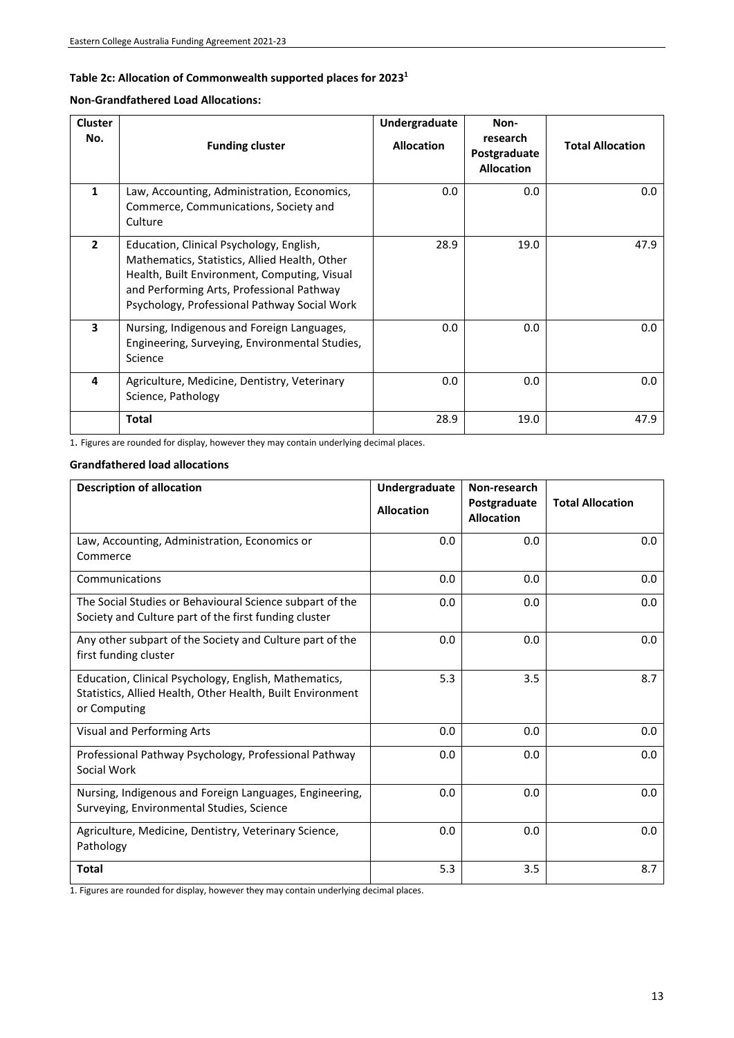### Table 2c: Allocation of Commonwealth supported places for 2023[1]

**Non-Grandfathered Load Allocations:**

| Cluster No. | Funding cluster | Undergraduate Allocation | Non-research Postgraduate Allocation | Total Allocation |
|---|---|---|---|---|
| **1** | Law, Accounting, Administration, Economics, Commerce, Communications, Society and Culture | 0.0 | 0.0 | 0.0 |
| **2** | Education, Clinical Psychology, English, Mathematics, Statistics, Allied Health, Other Health, Built Environment, Computing, Visual and Performing Arts, Professional Pathway Psychology, Professional Pathway Social Work | 28.9 | 19.0 | 47.9 |
| **3** | Nursing, Indigenous and Foreign Languages, Engineering, Surveying, Environmental Studies, Science | 0.0 | 0.0 | 0.0 |
| **4** | Agriculture, Medicine, Dentistry, Veterinary Science, Pathology | 0.0 | 0.0 | 0.0 |
| | **Total** | 28.9 | 19.0 | 47.9 |

1. Figures are rounded for display, however they may contain underlying decimal places.

**Grandfathered load allocations**

| Description of allocation | Undergraduate Allocation | Non-research Postgraduate Allocation | Total Allocation |
|---|---|---|---|
| Law, Accounting, Administration, Economics or Commerce | 0.0 | 0.0 | 0.0 |
| Communications | 0.0 | 0.0 | 0.0 |
| The Social Studies or Behavioural Science subpart of the Society and Culture part of the first funding cluster | 0.0 | 0.0 | 0.0 |
| Any other subpart of the Society and Culture part of the first funding cluster | 0.0 | 0.0 | 0.0 |
| Education, Clinical Psychology, English, Mathematics, Statistics, Allied Health, Other Health, Built Environment or Computing | 5.3 | 3.5 | 8.7 |
| Visual and Performing Arts | 0.0 | 0.0 | 0.0 |
| Professional Pathway Psychology, Professional Pathway Social Work | 0.0 | 0.0 | 0.0 |
| Nursing, Indigenous and Foreign Languages, Engineering, Surveying, Environmental Studies, Science | 0.0 | 0.0 | 0.0 |
| Agriculture, Medicine, Dentistry, Veterinary Science, Pathology | 0.0 | 0.0 | 0.0 |
| **Total** | 5.3 | 3.5 | 8.7 |

1. Figures are rounded for display, however they may contain underlying decimal places.